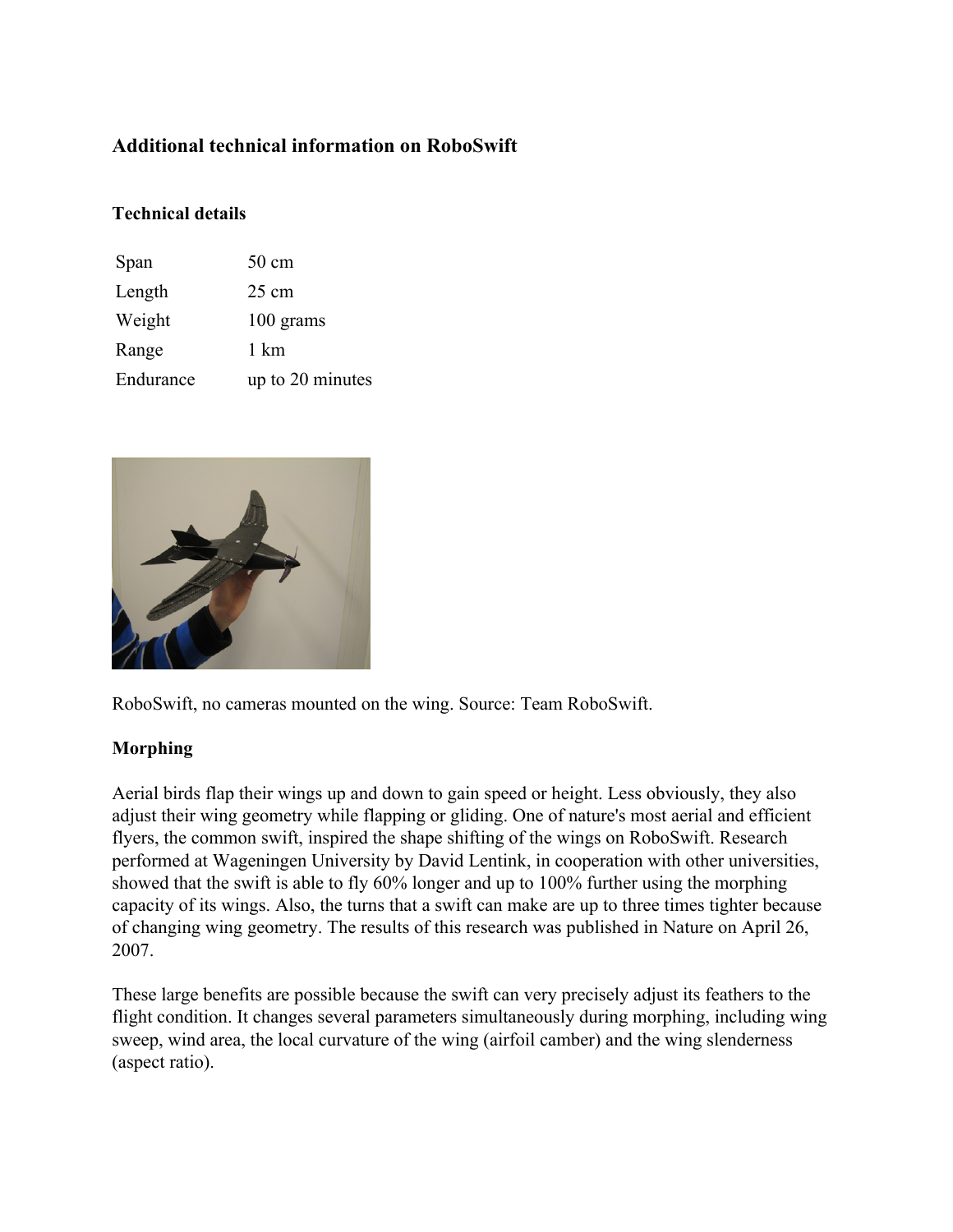## Additional technical information on RoboSwift

### Technical details

| | |
|---|---|
| Span | 50 cm |
| Length | 25 cm |
| Weight | 100 grams |
| Range | 1 km |
| Endurance | up to 20 minutes |

RoboSwift, no cameras mounted on the wing. Source: Team RoboSwift.

### Morphing

Aerial birds flap their wings up and down to gain speed or height. Less obviously, they also adjust their wing geometry while flapping or gliding. One of nature's most aerial and efficient flyers, the common swift, inspired the shape shifting of the wings on RoboSwift. Research performed at Wageningen University by David Lentink, in cooperation with other universities, showed that the swift is able to fly 60% longer and up to 100% further using the morphing capacity of its wings. Also, the turns that a swift can make are up to three times tighter because of changing wing geometry. The results of this research was published in Nature on April 26, 2007.

These large benefits are possible because the swift can very precisely adjust its feathers to the flight condition. It changes several parameters simultaneously during morphing, including wing sweep, wind area, the local curvature of the wing (airfoil camber) and the wing slenderness (aspect ratio).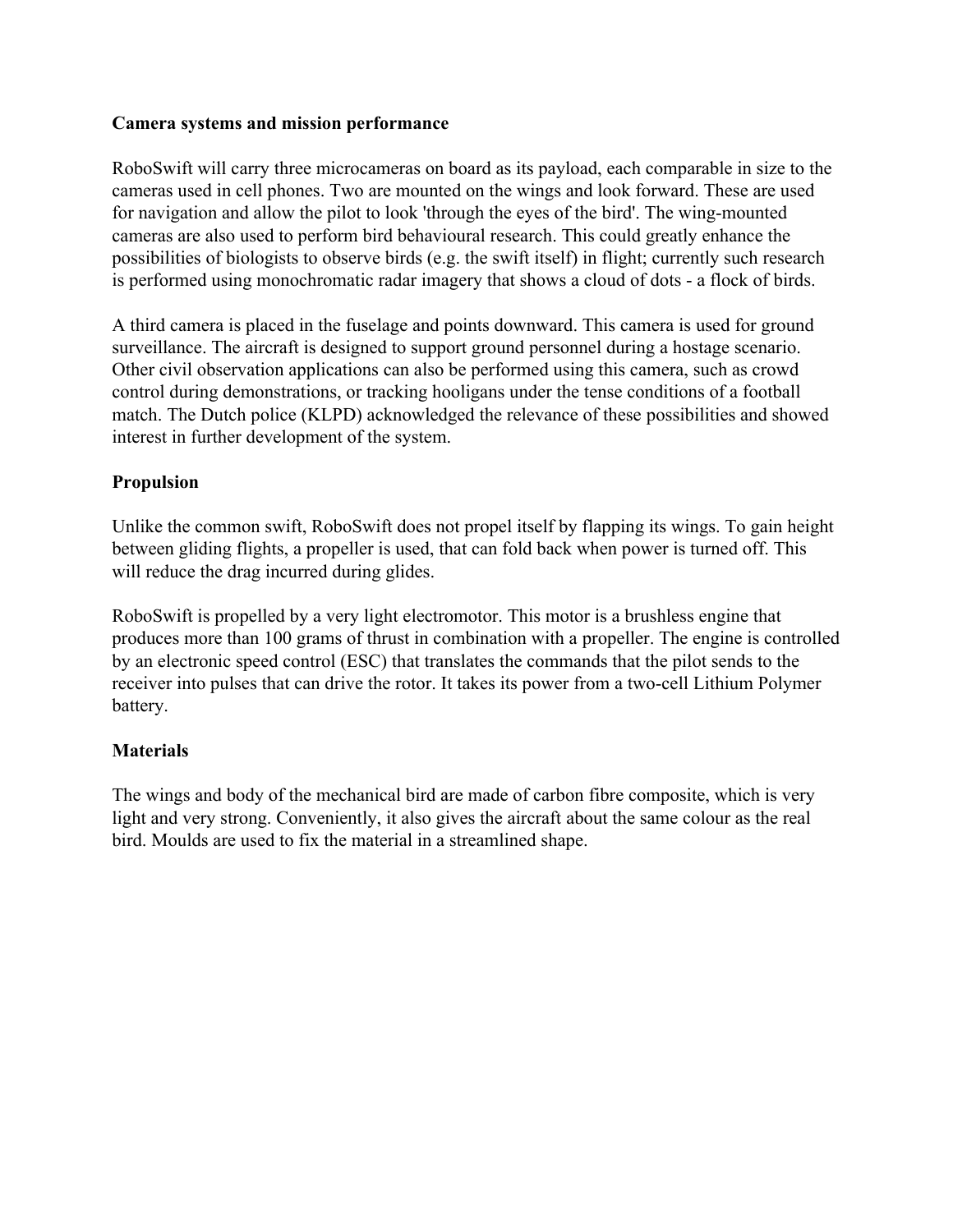**Camera systems and mission performance**

RoboSwift will carry three microcameras on board as its payload, each comparable in size to the cameras used in cell phones. Two are mounted on the wings and look forward. These are used for navigation and allow the pilot to look 'through the eyes of the bird'. The wing-mounted cameras are also used to perform bird behavioural research. This could greatly enhance the possibilities of biologists to observe birds (e.g. the swift itself) in flight; currently such research is performed using monochromatic radar imagery that shows a cloud of dots - a flock of birds.

A third camera is placed in the fuselage and points downward. This camera is used for ground surveillance. The aircraft is designed to support ground personnel during a hostage scenario. Other civil observation applications can also be performed using this camera, such as crowd control during demonstrations, or tracking hooligans under the tense conditions of a football match. The Dutch police (KLPD) acknowledged the relevance of these possibilities and showed interest in further development of the system.

**Propulsion**

Unlike the common swift, RoboSwift does not propel itself by flapping its wings. To gain height between gliding flights, a propeller is used, that can fold back when power is turned off. This will reduce the drag incurred during glides.

RoboSwift is propelled by a very light electromotor. This motor is a brushless engine that produces more than 100 grams of thrust in combination with a propeller. The engine is controlled by an electronic speed control (ESC) that translates the commands that the pilot sends to the receiver into pulses that can drive the rotor. It takes its power from a two-cell Lithium Polymer battery.

**Materials**

The wings and body of the mechanical bird are made of carbon fibre composite, which is very light and very strong. Conveniently, it also gives the aircraft about the same colour as the real bird. Moulds are used to fix the material in a streamlined shape.